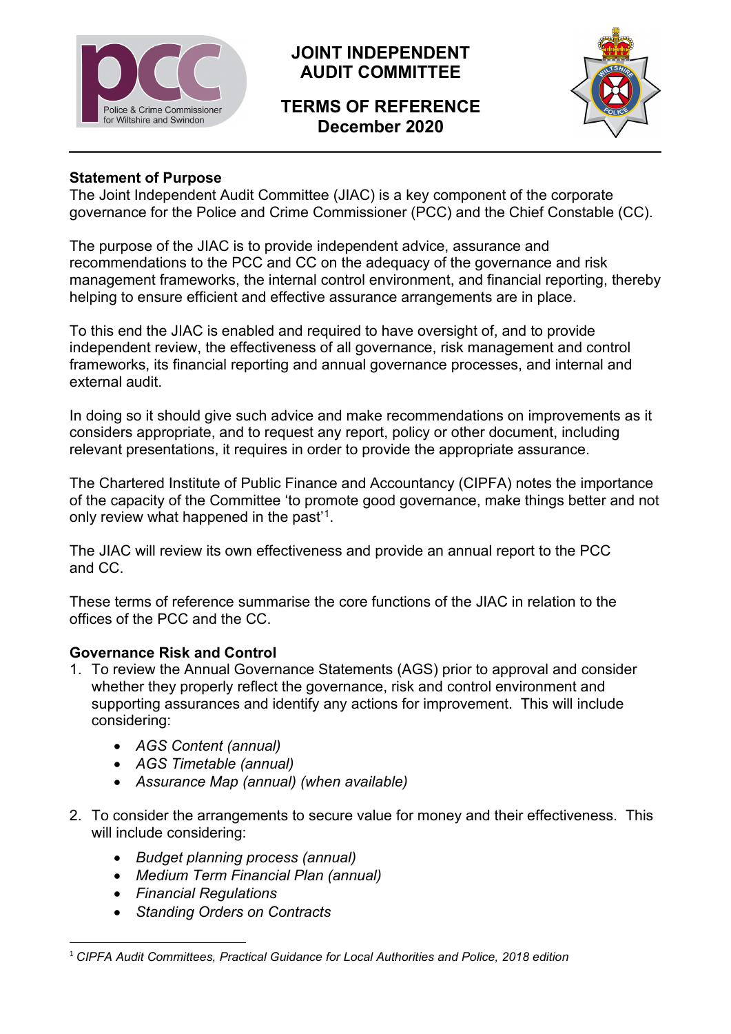# JOINT INDEPENDENT AUDIT COMMITTEE

## TERMS OF REFERENCE
## December 2020

**Statement of Purpose**

The Joint Independent Audit Committee (JIAC) is a key component of the corporate governance for the Police and Crime Commissioner (PCC) and the Chief Constable (CC).

The purpose of the JIAC is to provide independent advice, assurance and recommendations to the PCC and CC on the adequacy of the governance and risk management frameworks, the internal control environment, and financial reporting, thereby helping to ensure efficient and effective assurance arrangements are in place.

To this end the JIAC is enabled and required to have oversight of, and to provide independent review, the effectiveness of all governance, risk management and control frameworks, its financial reporting and annual governance processes, and internal and external audit.

In doing so it should give such advice and make recommendations on improvements as it considers appropriate, and to request any report, policy or other document, including relevant presentations, it requires in order to provide the appropriate assurance.

The Chartered Institute of Public Finance and Accountancy (CIPFA) notes the importance of the capacity of the Committee 'to promote good governance, make things better and not only review what happened in the past'[1].

The JIAC will review its own effectiveness and provide an annual report to the PCC and CC.

These terms of reference summarise the core functions of the JIAC in relation to the offices of the PCC and the CC.

**Governance Risk and Control**

1. To review the Annual Governance Statements (AGS) prior to approval and consider whether they properly reflect the governance, risk and control environment and supporting assurances and identify any actions for improvement. This will include considering:
   - *AGS Content (annual)*
   - *AGS Timetable (annual)*
   - *Assurance Map (annual) (when available)*

2. To consider the arrangements to secure value for money and their effectiveness. This will include considering:
   - *Budget planning process (annual)*
   - *Medium Term Financial Plan (annual)*
   - *Financial Regulations*
   - *Standing Orders on Contracts*

[1] *CIPFA Audit Committees, Practical Guidance for Local Authorities and Police, 2018 edition*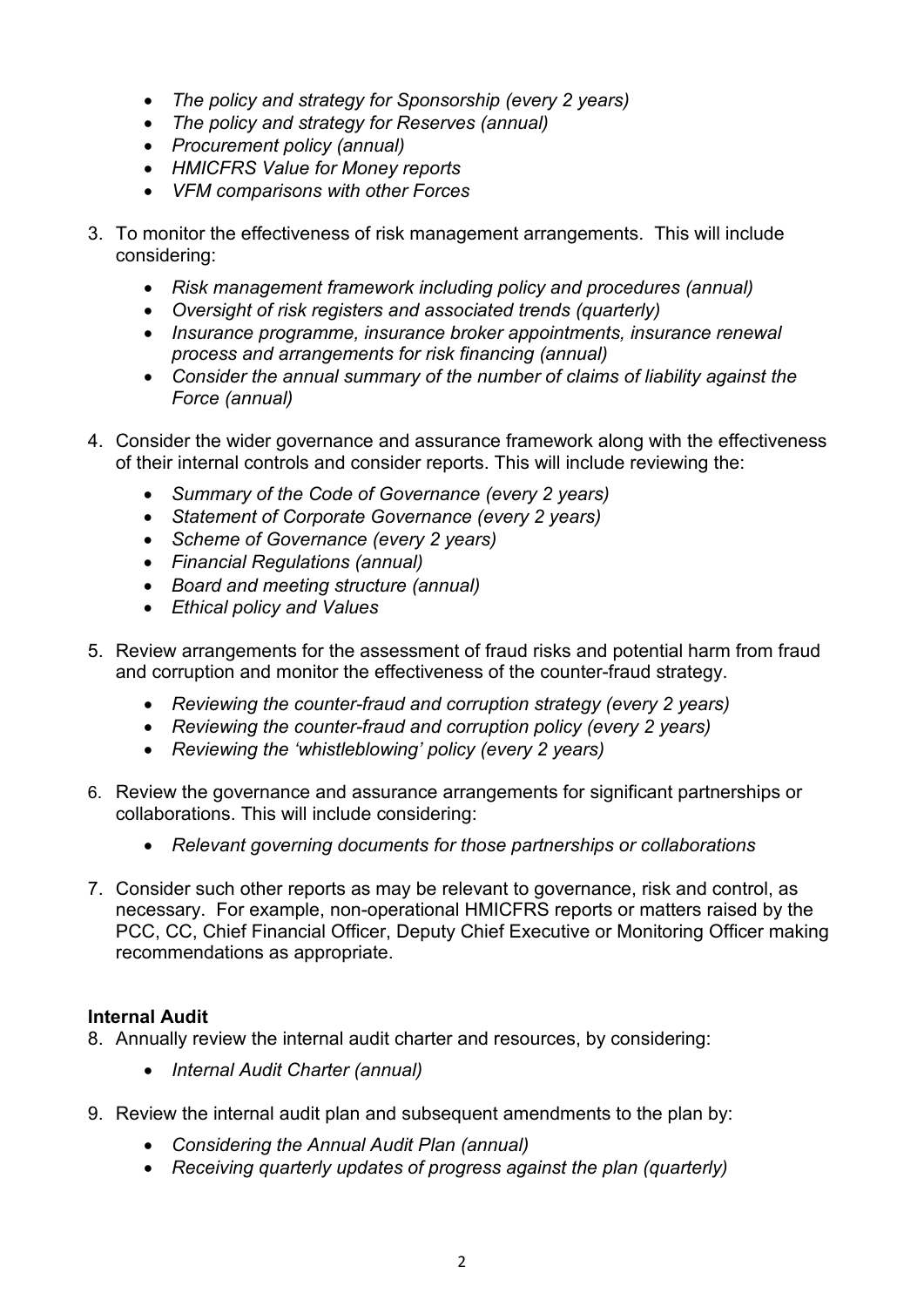- *The policy and strategy for Sponsorship (every 2 years)*
- *The policy and strategy for Reserves (annual)*
- *Procurement policy (annual)*
- *HMICFRS Value for Money reports*
- *VFM comparisons with other Forces*

3. To monitor the effectiveness of risk management arrangements. This will include considering:

    - *Risk management framework including policy and procedures (annual)*
    - *Oversight of risk registers and associated trends (quarterly)*
    - *Insurance programme, insurance broker appointments, insurance renewal process and arrangements for risk financing (annual)*
    - *Consider the annual summary of the number of claims of liability against the Force (annual)*

4. Consider the wider governance and assurance framework along with the effectiveness of their internal controls and consider reports. This will include reviewing the:

    - *Summary of the Code of Governance (every 2 years)*
    - *Statement of Corporate Governance (every 2 years)*
    - *Scheme of Governance (every 2 years)*
    - *Financial Regulations (annual)*
    - *Board and meeting structure (annual)*
    - *Ethical policy and Values*

5. Review arrangements for the assessment of fraud risks and potential harm from fraud and corruption and monitor the effectiveness of the counter-fraud strategy.

    - *Reviewing the counter-fraud and corruption strategy (every 2 years)*
    - *Reviewing the counter-fraud and corruption policy (every 2 years)*
    - *Reviewing the 'whistleblowing' policy (every 2 years)*

6. Review the governance and assurance arrangements for significant partnerships or collaborations. This will include considering:

    - *Relevant governing documents for those partnerships or collaborations*

7. Consider such other reports as may be relevant to governance, risk and control, as necessary. For example, non-operational HMICFRS reports or matters raised by the PCC, CC, Chief Financial Officer, Deputy Chief Executive or Monitoring Officer making recommendations as appropriate.

**Internal Audit**

8. Annually review the internal audit charter and resources, by considering:

    - *Internal Audit Charter (annual)*

9. Review the internal audit plan and subsequent amendments to the plan by:

    - *Considering the Annual Audit Plan (annual)*
    - *Receiving quarterly updates of progress against the plan (quarterly)*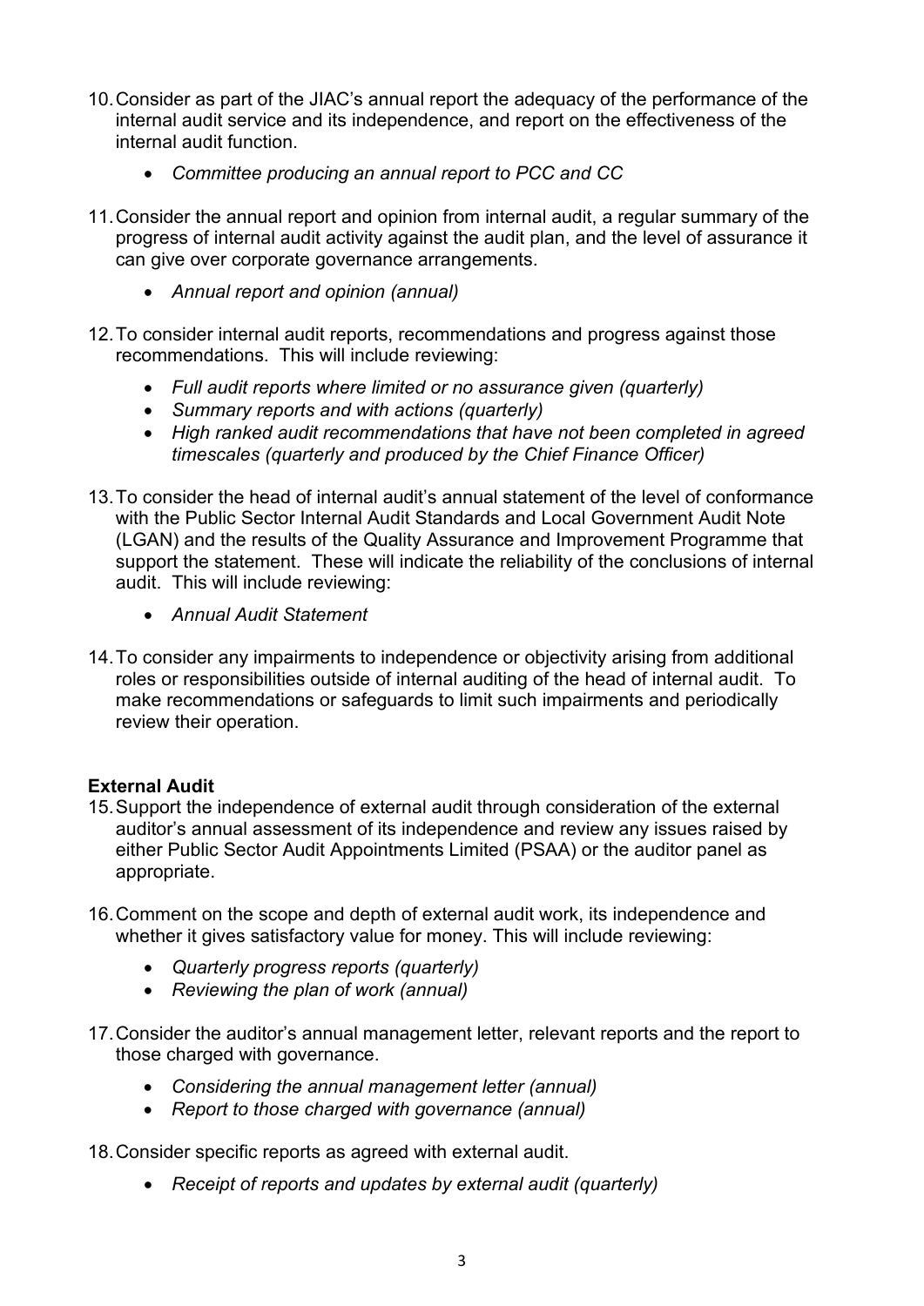10. Consider as part of the JIAC's annual report the adequacy of the performance of the internal audit service and its independence, and report on the effectiveness of the internal audit function.

    - *Committee producing an annual report to PCC and CC*

11. Consider the annual report and opinion from internal audit, a regular summary of the progress of internal audit activity against the audit plan, and the level of assurance it can give over corporate governance arrangements.

    - *Annual report and opinion (annual)*

12. To consider internal audit reports, recommendations and progress against those recommendations. This will include reviewing:

    - *Full audit reports where limited or no assurance given (quarterly)*
    - *Summary reports and with actions (quarterly)*
    - *High ranked audit recommendations that have not been completed in agreed timescales (quarterly and produced by the Chief Finance Officer)*

13. To consider the head of internal audit's annual statement of the level of conformance with the Public Sector Internal Audit Standards and Local Government Audit Note (LGAN) and the results of the Quality Assurance and Improvement Programme that support the statement. These will indicate the reliability of the conclusions of internal audit. This will include reviewing:

    - *Annual Audit Statement*

14. To consider any impairments to independence or objectivity arising from additional roles or responsibilities outside of internal auditing of the head of internal audit. To make recommendations or safeguards to limit such impairments and periodically review their operation.

**External Audit**

15. Support the independence of external audit through consideration of the external auditor's annual assessment of its independence and review any issues raised by either Public Sector Audit Appointments Limited (PSAA) or the auditor panel as appropriate.

16. Comment on the scope and depth of external audit work, its independence and whether it gives satisfactory value for money. This will include reviewing:

    - *Quarterly progress reports (quarterly)*
    - *Reviewing the plan of work (annual)*

17. Consider the auditor's annual management letter, relevant reports and the report to those charged with governance.

    - *Considering the annual management letter (annual)*
    - *Report to those charged with governance (annual)*

18. Consider specific reports as agreed with external audit.

    - *Receipt of reports and updates by external audit (quarterly)*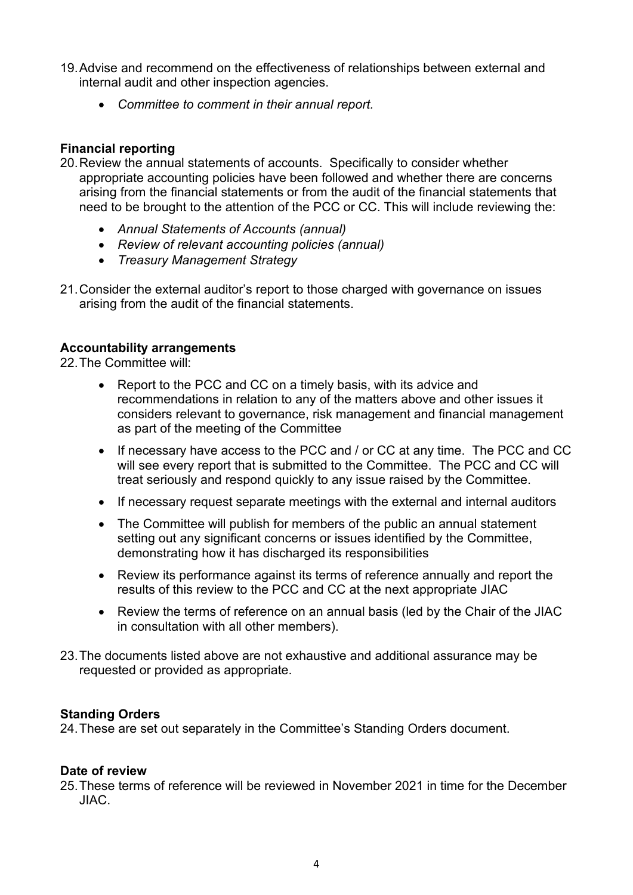19. Advise and recommend on the effectiveness of relationships between external and internal audit and other inspection agencies.
    - *Committee to comment in their annual report.*

**Financial reporting**

20. Review the annual statements of accounts. Specifically to consider whether appropriate accounting policies have been followed and whether there are concerns arising from the financial statements or from the audit of the financial statements that need to be brought to the attention of the PCC or CC. This will include reviewing the:
    - *Annual Statements of Accounts (annual)*
    - *Review of relevant accounting policies (annual)*
    - *Treasury Management Strategy*

21. Consider the external auditor's report to those charged with governance on issues arising from the audit of the financial statements.

**Accountability arrangements**

22. The Committee will:
    - Report to the PCC and CC on a timely basis, with its advice and recommendations in relation to any of the matters above and other issues it considers relevant to governance, risk management and financial management as part of the meeting of the Committee
    - If necessary have access to the PCC and / or CC at any time. The PCC and CC will see every report that is submitted to the Committee. The PCC and CC will treat seriously and respond quickly to any issue raised by the Committee.
    - If necessary request separate meetings with the external and internal auditors
    - The Committee will publish for members of the public an annual statement setting out any significant concerns or issues identified by the Committee, demonstrating how it has discharged its responsibilities
    - Review its performance against its terms of reference annually and report the results of this review to the PCC and CC at the next appropriate JIAC
    - Review the terms of reference on an annual basis (led by the Chair of the JIAC in consultation with all other members).

23. The documents listed above are not exhaustive and additional assurance may be requested or provided as appropriate.

**Standing Orders**

24. These are set out separately in the Committee's Standing Orders document.

**Date of review**

25. These terms of reference will be reviewed in November 2021 in time for the December JIAC.